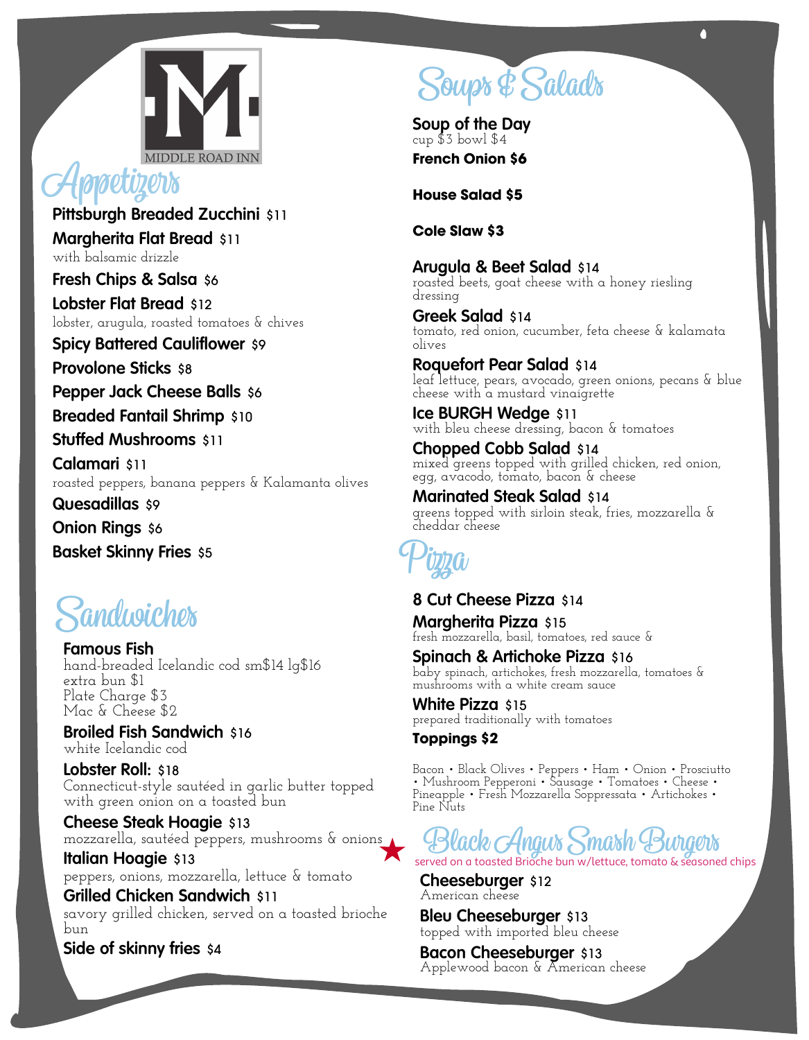MIDDLE ROAD INN

## Appetizers

**Pittsburgh Breaded Zucchini** $11

**Margherita Flat Bread** $11
with balsamic drizzle

**Fresh Chips & Salsa** $6

**Lobster Flat Bread** $12
lobster, arugula, roasted tomatoes & chives

**Spicy Battered Cauliflower** $9

**Provolone Sticks** $8

**Pepper Jack Cheese Balls** $6

**Breaded Fantail Shrimp** $10

**Stuffed Mushrooms** $11

**Calamari** $11
roasted peppers, banana peppers & Kalamanta olives

**Quesadillas** $9

**Onion Rings** $6

**Basket Skinny Fries** $5

## Sandwiches

**Famous Fish**
hand-breaded Icelandic cod sm$14 lg$16
extra bun $1
Plate Charge $3
Mac & Cheese $2

**Broiled Fish Sandwich** $16
white Icelandic cod

**Lobster Roll:** $18
Connecticut-style sautéed in garlic butter topped with green onion on a toasted bun

**Cheese Steak Hoagie** $13
mozzarella, sautéed peppers, mushrooms & onions ★

**Italian Hoagie** $13
peppers, onions, mozzarella, lettuce & tomato

**Grilled Chicken Sandwich** $11
savory grilled chicken, served on a toasted brioche bun

**Side of skinny fries** $4

## Soups & Salads

**Soup of the Day**
cup $3 bowl $4

**French Onion $6**

**House Salad $5**

**Cole Slaw $3**

**Arugula & Beet Salad** $14
roasted beets, goat cheese with a honey riesling dressing

**Greek Salad** $14
tomato, red onion, cucumber, feta cheese & kalamata olives

**Roquefort Pear Salad** $14
leaf lettuce, pears, avocado, green onions, pecans & blue cheese with a mustard vinaigrette

**Ice BURGH Wedge** $11
with bleu cheese dressing, bacon & tomatoes

**Chopped Cobb Salad** $14
mixed greens topped with grilled chicken, red onion, egg, avacodo, tomato, bacon & cheese

**Marinated Steak Salad** $14
greens topped with sirloin steak, fries, mozzarella & cheddar cheese

## Pizza

**8 Cut Cheese Pizza** $14

**Margherita Pizza** $15
fresh mozzarella, basil, tomatoes, red sauce &

**Spinach & Artichoke Pizza** $16
baby spinach, artichokes, fresh mozzarella, tomatoes & mushrooms with a white cream sauce

**White Pizza** $15
prepared traditionally with tomatoes

**Toppings $2**

Bacon • Black Olives • Peppers • Ham • Onion • Prosciutto • Mushroom Pepperoni • Sausage • Tomatoes • Cheese • Pineapple • Fresh Mozzarella Soppressata • Artichokes • Pine Nuts

## Black Angus Smash Burgers

served on a toasted Brioche bun w/lettuce, tomato & seasoned chips

**Cheeseburger** $12
American cheese

**Bleu Cheeseburger** $13
topped with imported bleu cheese

**Bacon Cheeseburger** $13
Applewood bacon & American cheese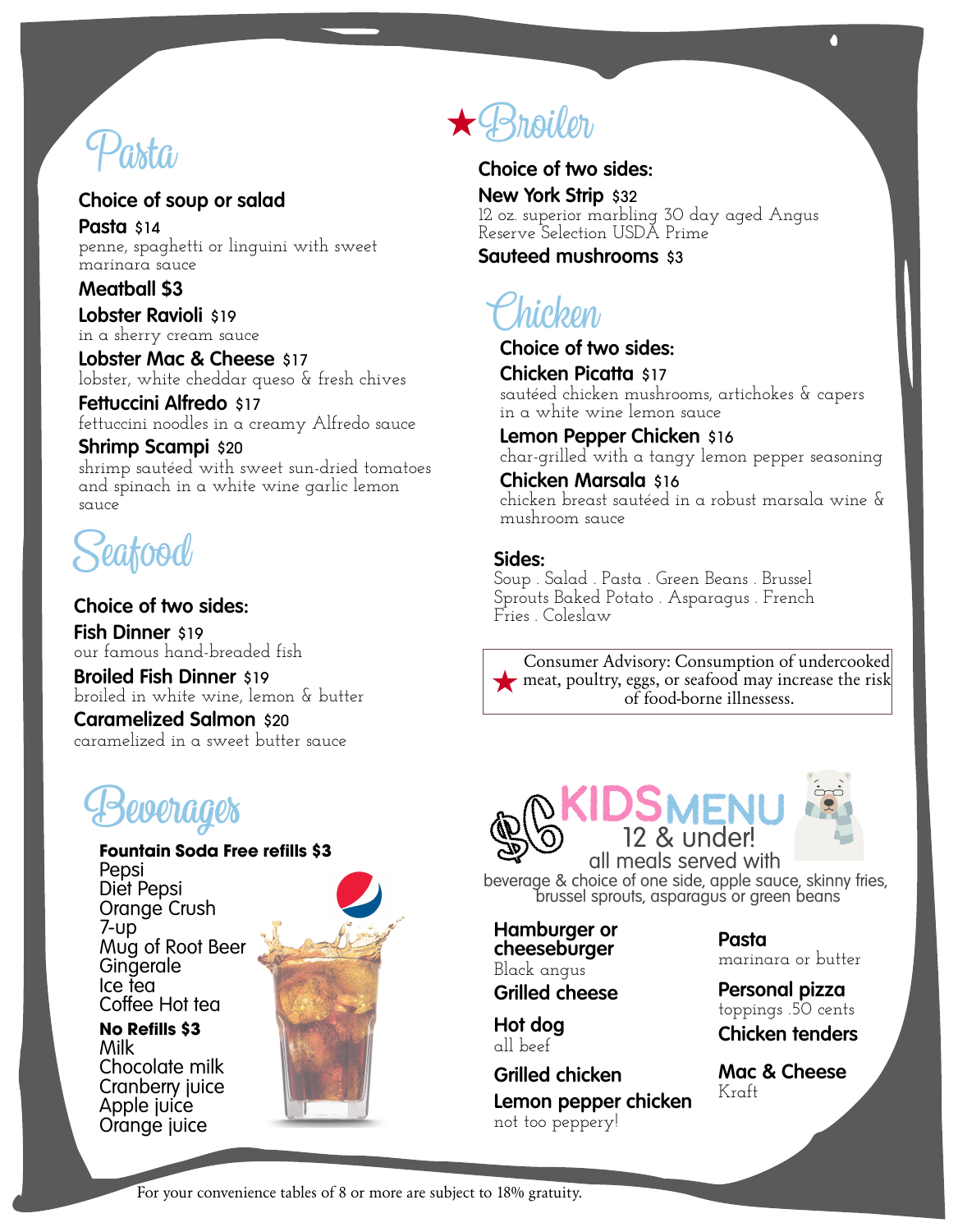## Pasta

**Choice of soup or salad**

**Pasta** $14
penne, spaghetti or linguini with sweet marinara sauce

**Meatball $3**

**Lobster Ravioli** $19
in a sherry cream sauce

**Lobster Mac & Cheese** $17
lobster, white cheddar queso & fresh chives

**Fettuccini Alfredo** $17
fettuccini noodles in a creamy Alfredo sauce

**Shrimp Scampi** $20
shrimp sautéed with sweet sun-dried tomatoes and spinach in a white wine garlic lemon sauce

## Seafood

**Choice of two sides:**

**Fish Dinner** $19
our famous hand-breaded fish

**Broiled Fish Dinner** $19
broiled in white wine, lemon & butter

**Caramelized Salmon** $20
caramelized in a sweet butter sauce

## Beverages

**Fountain Soda Free refills $3**
Pepsi
Diet Pepsi
Orange Crush
7-up
Mug of Root Beer
Gingerale
Ice tea
Coffee Hot tea

**No Refills $3**
Milk
Chocolate milk
Cranberry juice
Apple juice
Orange juice

## ★Broiler

**Choice of two sides:**

**New York Strip** $32
12 oz. superior marbling 30 day aged Angus Reserve Selection USDA Prime

**Sauteed mushrooms** $3

## Chicken

**Choice of two sides:**

**Chicken Picatta** $17
sautéed chicken mushrooms, artichokes & capers in a white wine lemon sauce

**Lemon Pepper Chicken** $16
char-grilled with a tangy lemon pepper seasoning

**Chicken Marsala** $16
chicken breast sautéed in a robust marsala wine & mushroom sauce

**Sides:**
Soup . Salad . Pasta . Green Beans . Brussel Sprouts Baked Potato . Asparagus . French Fries . Coleslaw

★ Consumer Advisory: Consumption of undercooked meat, poultry, eggs, or seafood may increase the risk of food-borne illnessess.

## $6 KIDS MENU

12 & under!
all meals served with beverage & choice of one side, apple sauce, skinny fries, brussel sprouts, asparagus or green beans

**Hamburger or cheeseburger**
Black angus

**Grilled cheese**

**Hot dog**
all beef

**Grilled chicken**

**Lemon pepper chicken**
not too peppery!

**Pasta**
marinara or butter

**Personal pizza**
toppings .50 cents

**Chicken tenders**

**Mac & Cheese**
Kraft

For your convenience tables of 8 or more are subject to 18% gratuity.